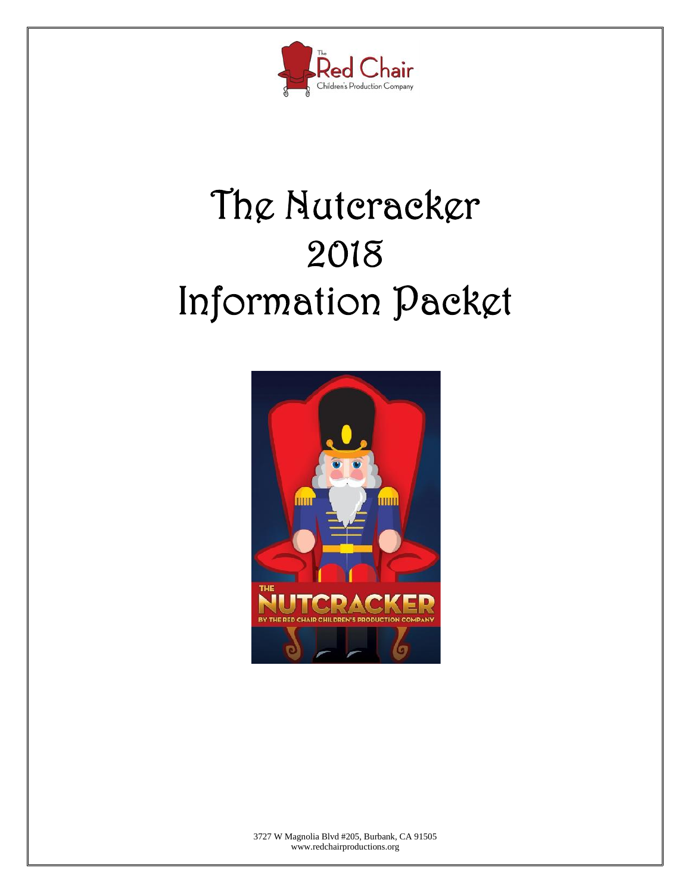# The Nutcracker 2018 Information Packet

3727 W Magnolia Blvd #205, Burbank, CA 91505
www.redchairproductions.org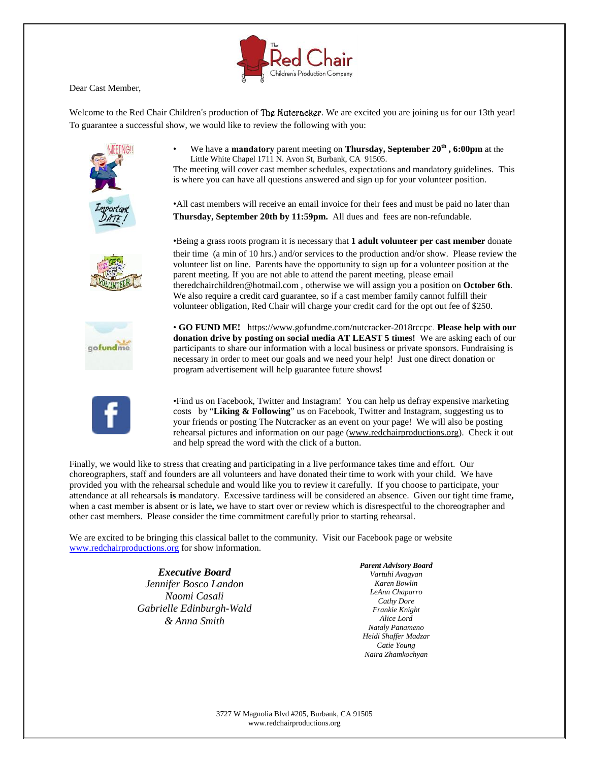Dear Cast Member,

Welcome to the Red Chair Children's production of The Nutcracker. We are excited you are joining us for our 13th year! To guarantee a successful show, we would like to review the following with you:

- We have a **mandatory** parent meeting on **Thursday, September 20th , 6:00pm** at the Little White Chapel 1711 N. Avon St, Burbank, CA 91505.

The meeting will cover cast member schedules, expectations and mandatory guidelines. This is where you can have all questions answered and sign up for your volunteer position.

•All cast members will receive an email invoice for their fees and must be paid no later than **Thursday, September 20th by 11:59pm.** All dues and fees are non-refundable.

•Being a grass roots program it is necessary that **1 adult volunteer per cast member** donate their time (a min of 10 hrs.) and/or services to the production and/or show. Please review the volunteer list on line. Parents have the opportunity to sign up for a volunteer position at the parent meeting. If you are not able to attend the parent meeting, please email theredchairchildren@hotmail.com , otherwise we will assign you a position on **October 6th**. We also require a credit card guarantee, so if a cast member family cannot fulfill their volunteer obligation, Red Chair will charge your credit card for the opt out fee of $250.

• **GO FUND ME!** https://www.gofundme.com/nutcracker-2018rccpc. **Please help with our donation drive by posting on social media AT LEAST 5 times!** We are asking each of our participants to share our information with a local business or private sponsors. Fundraising is necessary in order to meet our goals and we need your help! Just one direct donation or program advertisement will help guarantee future shows**!**

•Find us on Facebook, Twitter and Instagram! You can help us defray expensive marketing costs by "**Liking & Following**" us on Facebook, Twitter and Instagram, suggesting us to your friends or posting The Nutcracker as an event on your page! We will also be posting rehearsal pictures and information on our page (www.redchairproductions.org). Check it out and help spread the word with the click of a button.

Finally, we would like to stress that creating and participating in a live performance takes time and effort. Our choreographers, staff and founders are all volunteers and have donated their time to work with your child. We have provided you with the rehearsal schedule and would like you to review it carefully. If you choose to participate, your attendance at all rehearsals **is** mandatory. Excessive tardiness will be considered an absence. Given our tight time frame**,** when a cast member is absent or is late**,** we have to start over or review which is disrespectful to the choreographer and other cast members. Please consider the time commitment carefully prior to starting rehearsal.

We are excited to be bringing this classical ballet to the community. Visit our Facebook page or website www.redchairproductions.org for show information.

***Executive Board***
*Jennifer Bosco Landon*
*Naomi Casali*
*Gabrielle Edinburgh-Wald*
*& Anna Smith*

***Parent Advisory Board***
*Vartuhi Avagyan*
*Karen Bowlin*
*LeAnn Chaparro*
*Cathy Dore*
*Frankie Knight*
*Alice Lord*
*Nataly Panameno*
*Heidi Shaffer Madzar*
*Catie Young*
*Naira Zhamkochyan*

3727 W Magnolia Blvd #205, Burbank, CA 91505
www.redchairproductions.org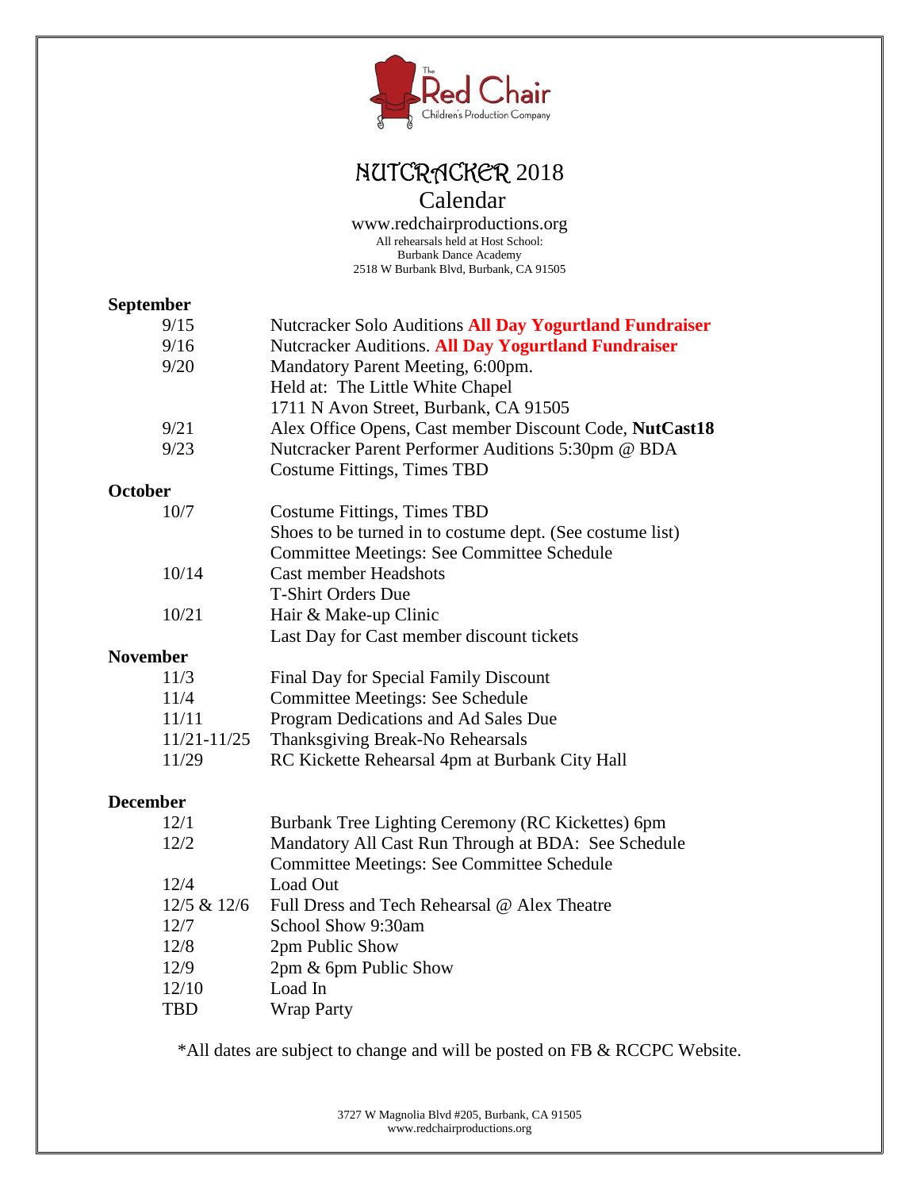The Red Chair
Children's Production Company

# NUTCRACKER 2018
## Calendar

www.redchairproductions.org
All rehearsals held at Host School:
Burbank Dance Academy
2518 W Burbank Blvd, Burbank, CA 91505

**September**

| | |
|---|---|
| 9/15 | Nutcracker Solo Auditions **All Day Yogurtland Fundraiser** |
| 9/16 | Nutcracker Auditions. **All Day Yogurtland Fundraiser** |
| 9/20 | Mandatory Parent Meeting, 6:00pm. Held at: The Little White Chapel 1711 N Avon Street, Burbank, CA 91505 |
| 9/21 | Alex Office Opens, Cast member Discount Code, **NutCast18** |
| 9/23 | Nutcracker Parent Performer Auditions 5:30pm @ BDA Costume Fittings, Times TBD |

**October**

| | |
|---|---|
| 10/7 | Costume Fittings, Times TBD Shoes to be turned in to costume dept. (See costume list) Committee Meetings: See Committee Schedule |
| 10/14 | Cast member Headshots T-Shirt Orders Due |
| 10/21 | Hair & Make-up Clinic Last Day for Cast member discount tickets |

**November**

| | |
|---|---|
| 11/3 | Final Day for Special Family Discount |
| 11/4 | Committee Meetings: See Schedule |
| 11/11 | Program Dedications and Ad Sales Due |
| 11/21-11/25 | Thanksgiving Break-No Rehearsals |
| 11/29 | RC Kickette Rehearsal 4pm at Burbank City Hall |

**December**

| | |
|---|---|
| 12/1 | Burbank Tree Lighting Ceremony (RC Kickettes) 6pm |
| 12/2 | Mandatory All Cast Run Through at BDA: See Schedule Committee Meetings: See Committee Schedule |
| 12/4 | Load Out |
| 12/5 & 12/6 | Full Dress and Tech Rehearsal @ Alex Theatre |
| 12/7 | School Show 9:30am |
| 12/8 | 2pm Public Show |
| 12/9 | 2pm & 6pm Public Show |
| 12/10 | Load In |
| TBD | Wrap Party |

*All dates are subject to change and will be posted on FB & RCCPC Website.

3727 W Magnolia Blvd #205, Burbank, CA 91505
www.redchairproductions.org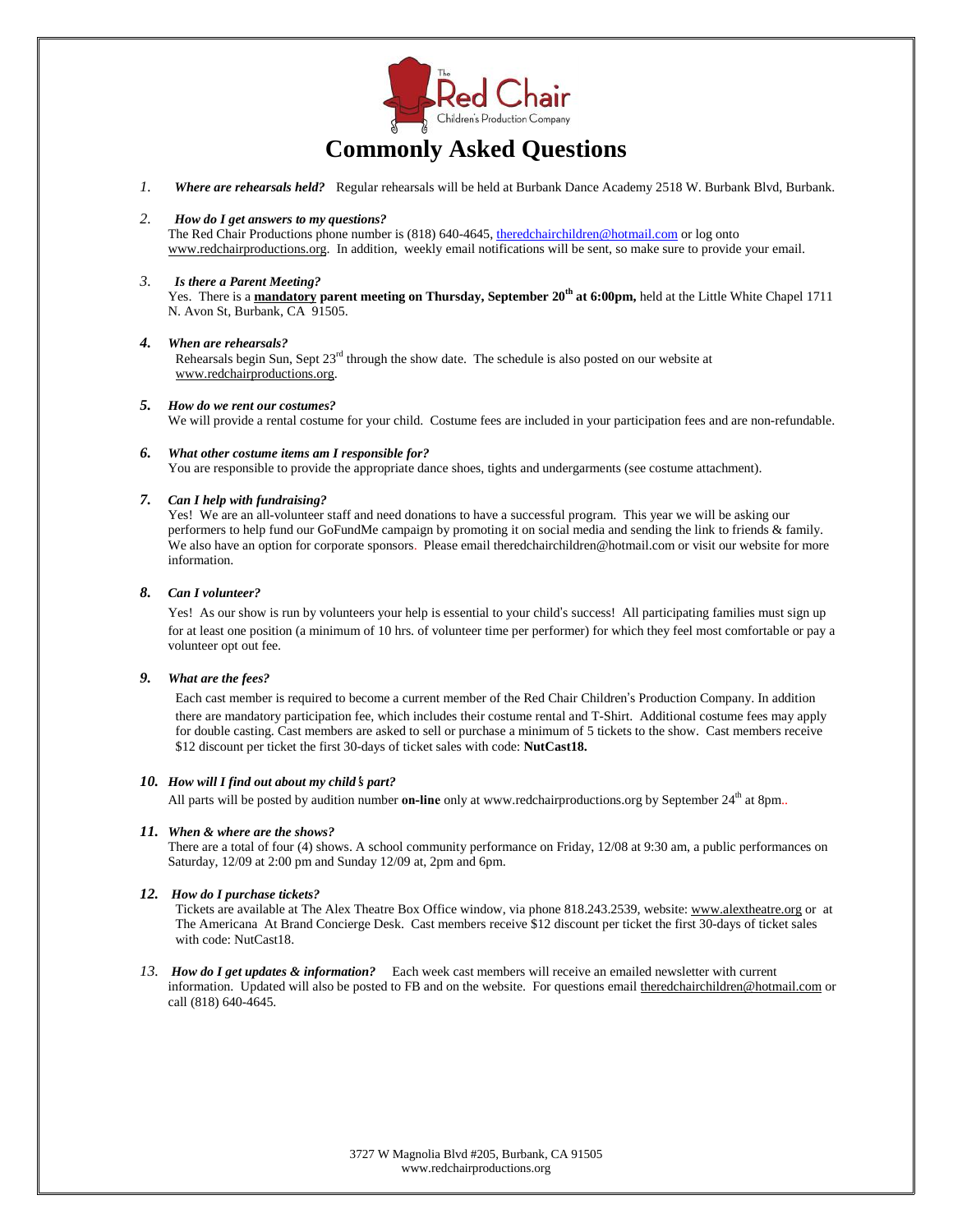The Red Chair Children's Production Company

# Commonly Asked Questions

1. ***Where are rehearsals held?*** Regular rehearsals will be held at Burbank Dance Academy 2518 W. Burbank Blvd, Burbank.

2. ***How do I get answers to my questions?***
The Red Chair Productions phone number is (818) 640-4645, theredchairchildren@hotmail.com or log onto www.redchairproductions.org. In addition, weekly email notifications will be sent, so make sure to provide your email.

3. ***Is there a Parent Meeting?***
Yes. There is a **mandatory parent meeting on Thursday, September 20th at 6:00pm,** held at the Little White Chapel 1711 N. Avon St, Burbank, CA 91505.

4. ***When are rehearsals?***
Rehearsals begin Sun, Sept 23rd through the show date. The schedule is also posted on our website at www.redchairproductions.org.

5. ***How do we rent our costumes?***
We will provide a rental costume for your child. Costume fees are included in your participation fees and are non-refundable.

6. ***What other costume items am I responsible for?***
You are responsible to provide the appropriate dance shoes, tights and undergarments (see costume attachment).

7. ***Can I help with fundraising?***
Yes! We are an all-volunteer staff and need donations to have a successful program. This year we will be asking our performers to help fund our GoFundMe campaign by promoting it on social media and sending the link to friends & family. We also have an option for corporate sponsors. Please email theredchairchildren@hotmail.com or visit our website for more information.

8. ***Can I volunteer?***
Yes! As our show is run by volunteers your help is essential to your child's success! All participating families must sign up for at least one position (a minimum of 10 hrs. of volunteer time per performer) for which they feel most comfortable or pay a volunteer opt out fee.

9. ***What are the fees?***
Each cast member is required to become a current member of the Red Chair Children's Production Company. In addition there are mandatory participation fee, which includes their costume rental and T-Shirt. Additional costume fees may apply for double casting. Cast members are asked to sell or purchase a minimum of 5 tickets to the show. Cast members receive $12 discount per ticket the first 30-days of ticket sales with code: **NutCast18.**

10. ***How will I find out about my child's part?***
All parts will be posted by audition number **on-line** only at www.redchairproductions.org by September 24th at 8pm..

11. ***When & where are the shows?***
There are a total of four (4) shows. A school community performance on Friday, 12/08 at 9:30 am, a public performances on Saturday, 12/09 at 2:00 pm and Sunday 12/09 at, 2pm and 6pm.

12. ***How do I purchase tickets?***
Tickets are available at The Alex Theatre Box Office window, via phone 818.243.2539, website: www.alextheatre.org or at The Americana At Brand Concierge Desk. Cast members receive $12 discount per ticket the first 30-days of ticket sales with code: NutCast18.

13. ***How do I get updates & information?*** Each week cast members will receive an emailed newsletter with current information. Updated will also be posted to FB and on the website. For questions email theredchairchildren@hotmail.com or call (818) 640-4645.

3727 W Magnolia Blvd #205, Burbank, CA 91505
www.redchairproductions.org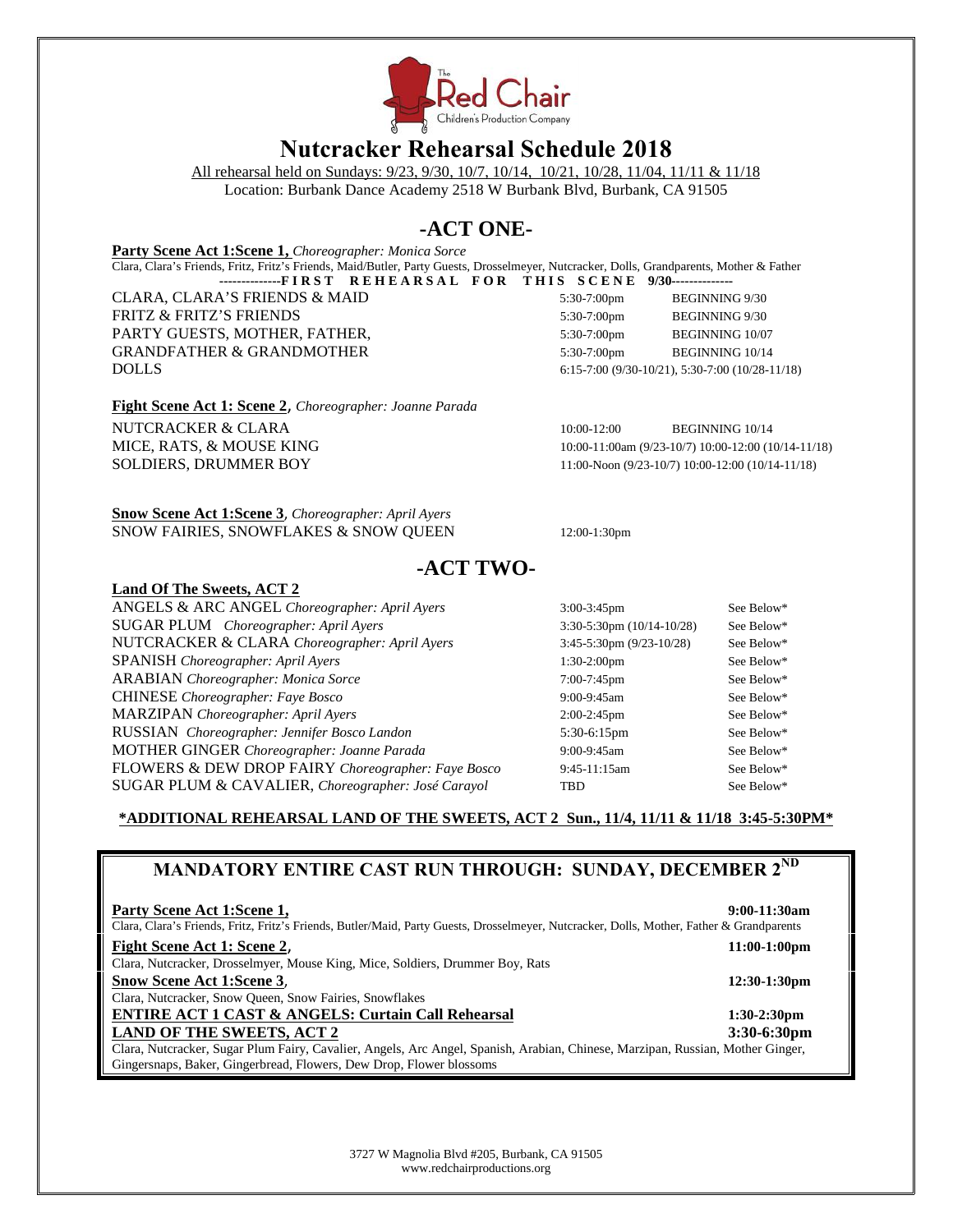# Nutcracker Rehearsal Schedule 2018

All rehearsal held on Sundays: 9/23, 9/30, 10/7, 10/14, 10/21, 10/28, 11/04, 11/11 & 11/18

Location: Burbank Dance Academy 2518 W Burbank Blvd, Burbank, CA 91505

## -ACT ONE-

**Party Scene Act 1:Scene 1,** *Choreographer: Monica Sorce*

Clara, Clara's Friends, Fritz, Fritz's Friends, Maid/Butler, Party Guests, Drosselmeyer, Nutcracker, Dolls, Grandparents, Mother & Father

--------------**FIRST REHEARSAL FOR THIS SCENE 9/30**--------------

| | | |
|---|---|---|
| CLARA, CLARA'S FRIENDS & MAID | 5:30-7:00pm | BEGINNING 9/30 |
| FRITZ & FRITZ'S FRIENDS | 5:30-7:00pm | BEGINNING 9/30 |
| PARTY GUESTS, MOTHER, FATHER, | 5:30-7:00pm | BEGINNING 10/07 |
| GRANDFATHER & GRANDMOTHER | 5:30-7:00pm | BEGINNING 10/14 |
| DOLLS | 6:15-7:00 (9/30-10/21), 5:30-7:00 (10/28-11/18) | |

**Fight Scene Act 1: Scene 2**, *Choreographer: Joanne Parada*

| | | |
|---|---|---|
| NUTCRACKER & CLARA | 10:00-12:00 | BEGINNING 10/14 |
| MICE, RATS, & MOUSE KING | 10:00-11:00am (9/23-10/7) 10:00-12:00 (10/14-11/18) | |
| SOLDIERS, DRUMMER BOY | 11:00-Noon (9/23-10/7) 10:00-12:00 (10/14-11/18) | |

**Snow Scene Act 1:Scene 3**, *Choreographer: April Ayers*

| | |
|---|---|
| SNOW FAIRIES, SNOWFLAKES & SNOW QUEEN | 12:00-1:30pm |

## -ACT TWO-

**Land Of The Sweets, ACT 2**

| | | |
|---|---|---|
| ANGELS & ARC ANGEL *Choreographer: April Ayers* | 3:00-3:45pm | See Below* |
| SUGAR PLUM *Choreographer: April Ayers* | 3:30-5:30pm (10/14-10/28) | See Below* |
| NUTCRACKER & CLARA *Choreographer: April Ayers* | 3:45-5:30pm (9/23-10/28) | See Below* |
| SPANISH *Choreographer: April Ayers* | 1:30-2:00pm | See Below* |
| ARABIAN *Choreographer: Monica Sorce* | 7:00-7:45pm | See Below* |
| CHINESE *Choreographer: Faye Bosco* | 9:00-9:45am | See Below* |
| MARZIPAN *Choreographer: April Ayers* | 2:00-2:45pm | See Below* |
| RUSSIAN *Choreographer: Jennifer Bosco Landon* | 5:30-6:15pm | See Below* |
| MOTHER GINGER *Choreographer: Joanne Parada* | 9:00-9:45am | See Below* |
| FLOWERS & DEW DROP FAIRY *Choreographer: Faye Bosco* | 9:45-11:15am | See Below* |
| SUGAR PLUM & CAVALIER, *Choreographer: José Carayol* | TBD | See Below* |

**\*ADDITIONAL REHEARSAL LAND OF THE SWEETS, ACT 2 Sun., 11/4, 11/11 & 11/18 3:45-5:30PM\***

## MANDATORY ENTIRE CAST RUN THROUGH: SUNDAY, DECEMBER 2ND

**Party Scene Act 1:Scene 1,** — **9:00-11:30am**

Clara, Clara's Friends, Fritz, Fritz's Friends, Butler/Maid, Party Guests, Drosselmeyer, Nutcracker, Dolls, Mother, Father & Grandparents

**Fight Scene Act 1: Scene 2,** — **11:00-1:00pm**

Clara, Nutcracker, Drosselmyer, Mouse King, Mice, Soldiers, Drummer Boy, Rats

**Snow Scene Act 1:Scene 3,** — **12:30-1:30pm**

Clara, Nutcracker, Snow Queen, Snow Fairies, Snowflakes

**ENTIRE ACT 1 CAST & ANGELS: Curtain Call Rehearsal** — **1:30-2:30pm**

**LAND OF THE SWEETS, ACT 2** — **3:30-6:30pm**

Clara, Nutcracker, Sugar Plum Fairy, Cavalier, Angels, Arc Angel, Spanish, Arabian, Chinese, Marzipan, Russian, Mother Ginger, Gingersnaps, Baker, Gingerbread, Flowers, Dew Drop, Flower blossoms

3727 W Magnolia Blvd #205, Burbank, CA 91505
www.redchairproductions.org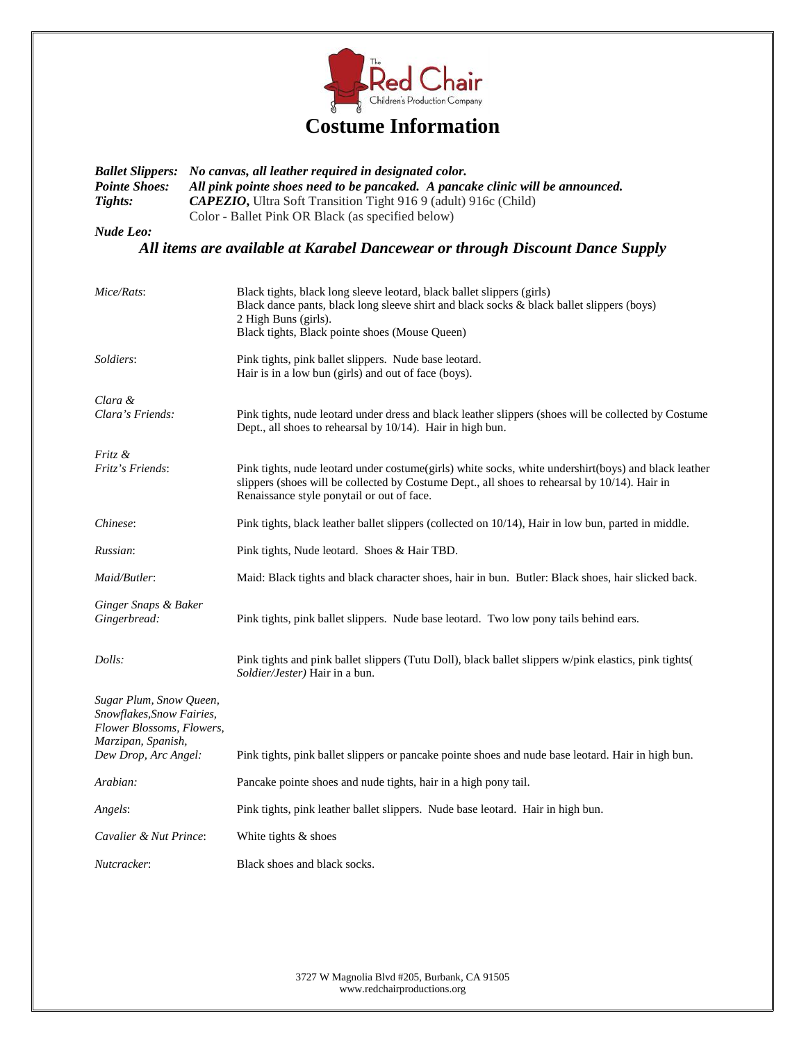# Costume Information

***Ballet Slippers:*** ***No canvas, all leather required in designated color.***
***Pointe Shoes:*** ***All pink pointe shoes need to be pancaked. A pancake clinic will be announced.***
***Tights:*** ***CAPEZIO,*** Ultra Soft Transition Tight 916 9 (adult) 916c (Child)
Color - Ballet Pink OR Black (as specified below)
***Nude Leo:***

***All items are available at Karabel Dancewear or through Discount Dance Supply***

| | |
|---|---|
| *Mice/Rats*: | Black tights, black long sleeve leotard, black ballet slippers (girls) Black dance pants, black long sleeve shirt and black socks & black ballet slippers (boys) 2 High Buns (girls). Black tights, Black pointe shoes (Mouse Queen) |
| *Soldiers*: | Pink tights, pink ballet slippers. Nude base leotard. Hair is in a low bun (girls) and out of face (boys). |
| *Clara & Clara's Friends:* | Pink tights, nude leotard under dress and black leather slippers (shoes will be collected by Costume Dept., all shoes to rehearsal by 10/14). Hair in high bun. |
| *Fritz & Fritz's Friends*: | Pink tights, nude leotard under costume(girls) white socks, white undershirt(boys) and black leather slippers (shoes will be collected by Costume Dept., all shoes to rehearsal by 10/14). Hair in Renaissance style ponytail or out of face. |
| *Chinese*: | Pink tights, black leather ballet slippers (collected on 10/14), Hair in low bun, parted in middle. |
| *Russian*: | Pink tights, Nude leotard. Shoes & Hair TBD. |
| *Maid/Butler*: | Maid: Black tights and black character shoes, hair in bun. Butler: Black shoes, hair slicked back. |
| *Ginger Snaps & Baker Gingerbread:* | Pink tights, pink ballet slippers. Nude base leotard. Two low pony tails behind ears. |
| *Dolls:* | Pink tights and pink ballet slippers (Tutu Doll), black ballet slippers w/pink elastics, pink tights( *Soldier/Jester)* Hair in a bun. |
| *Sugar Plum, Snow Queen, Snowflakes,Snow Fairies, Flower Blossoms, Flowers, Marzipan, Spanish, Dew Drop, Arc Angel:* | Pink tights, pink ballet slippers or pancake pointe shoes and nude base leotard. Hair in high bun. |
| *Arabian:* | Pancake pointe shoes and nude tights, hair in a high pony tail. |
| *Angels*: | Pink tights, pink leather ballet slippers. Nude base leotard. Hair in high bun. |
| *Cavalier & Nut Prince*: | White tights & shoes |
| *Nutcracker*: | Black shoes and black socks. |

3727 W Magnolia Blvd #205, Burbank, CA 91505
www.redchairproductions.org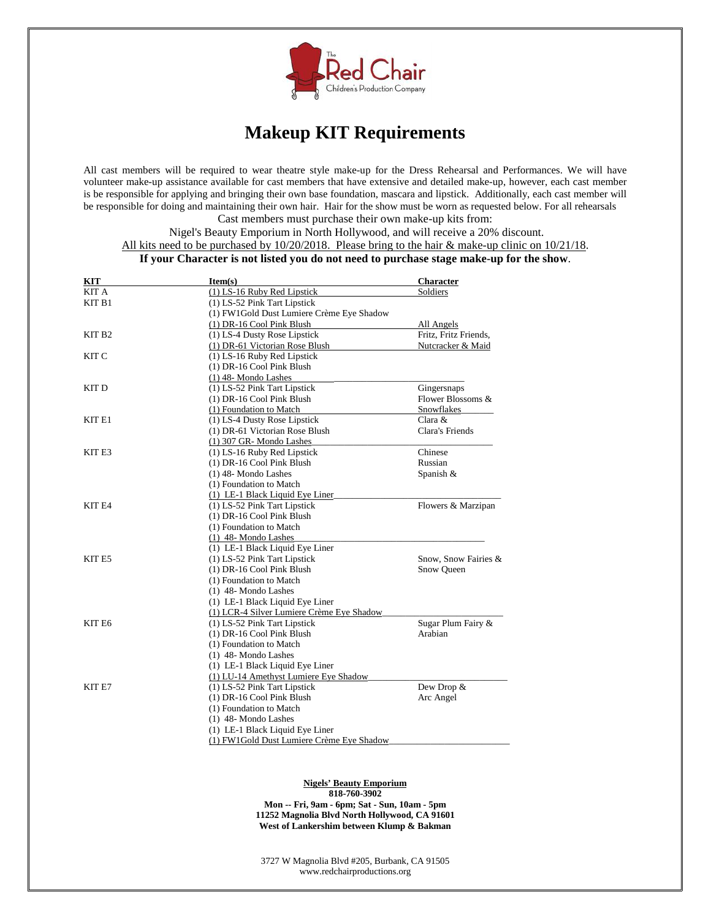# Makeup KIT Requirements

All cast members will be required to wear theatre style make-up for the Dress Rehearsal and Performances. We will have volunteer make-up assistance available for cast members that have extensive and detailed make-up, however, each cast member is be responsible for applying and bringing their own base foundation, mascara and lipstick. Additionally, each cast member will be responsible for doing and maintaining their own hair. Hair for the show must be worn as requested below. For all rehearsals

Cast members must purchase their own make-up kits from:

Nigel's Beauty Emporium in North Hollywood, and will receive a 20% discount.

All kits need to be purchased by 10/20/2018. Please bring to the hair & make-up clinic on 10/21/18.

**If your Character is not listed you do not need to purchase stage make-up for the show**.

| KIT | Item(s) | Character |
|---|---|---|
| KIT A | (1) LS-16 Ruby Red Lipstick | Soldiers |
| KIT B1 | (1) LS-52 Pink Tart Lipstick<br>(1) FW1Gold Dust Lumiere Crème Eye Shadow<br>(1) DR-16 Cool Pink Blush | All Angels |
| KIT B2 | (1) LS-4 Dusty Rose Lipstick<br>(1) DR-61 Victorian Rose Blush | Fritz, Fritz Friends, Nutcracker & Maid |
| KIT C | (1) LS-16 Ruby Red Lipstick<br>(1) DR-16 Cool Pink Blush<br>(1) 48- Mondo Lashes | |
| KIT D | (1) LS-52 Pink Tart Lipstick<br>(1) DR-16 Cool Pink Blush<br>(1) Foundation to Match | Gingersnaps<br>Flower Blossoms &<br>Snowflakes |
| KIT E1 | (1) LS-4 Dusty Rose Lipstick<br>(1) DR-61 Victorian Rose Blush<br>(1) 307 GR- Mondo Lashes | Clara &<br>Clara's Friends |
| KIT E3 | (1) LS-16 Ruby Red Lipstick<br>(1) DR-16 Cool Pink Blush<br>(1) 48- Mondo Lashes<br>(1) Foundation to Match<br>(1) LE-1 Black Liquid Eye Liner | Chinese<br>Russian<br>Spanish & |
| KIT E4 | (1) LS-52 Pink Tart Lipstick<br>(1) DR-16 Cool Pink Blush<br>(1) Foundation to Match<br>(1) 48- Mondo Lashes<br>(1) LE-1 Black Liquid Eye Liner | Flowers & Marzipan |
| KIT E5 | (1) LS-52 Pink Tart Lipstick<br>(1) DR-16 Cool Pink Blush<br>(1) Foundation to Match<br>(1) 48- Mondo Lashes<br>(1) LE-1 Black Liquid Eye Liner<br>(1) LCR-4 Silver Lumiere Crème Eye Shadow | Snow, Snow Fairies &<br>Snow Queen |
| KIT E6 | (1) LS-52 Pink Tart Lipstick<br>(1) DR-16 Cool Pink Blush<br>(1) Foundation to Match<br>(1) 48- Mondo Lashes<br>(1) LE-1 Black Liquid Eye Liner<br>(1) LU-14 Amethyst Lumiere Eye Shadow | Sugar Plum Fairy &<br>Arabian |
| KIT E7 | (1) LS-52 Pink Tart Lipstick<br>(1) DR-16 Cool Pink Blush<br>(1) Foundation to Match<br>(1) 48- Mondo Lashes<br>(1) LE-1 Black Liquid Eye Liner<br>(1) FW1Gold Dust Lumiere Crème Eye Shadow | Dew Drop &<br>Arc Angel |

**Nigels' Beauty Emporium**
**818-760-3902**
**Mon -- Fri, 9am - 6pm; Sat - Sun, 10am - 5pm**
**11252 Magnolia Blvd North Hollywood, CA 91601**
**West of Lankershim between Klump & Bakman**

3727 W Magnolia Blvd #205, Burbank, CA 91505
www.redchairproductions.org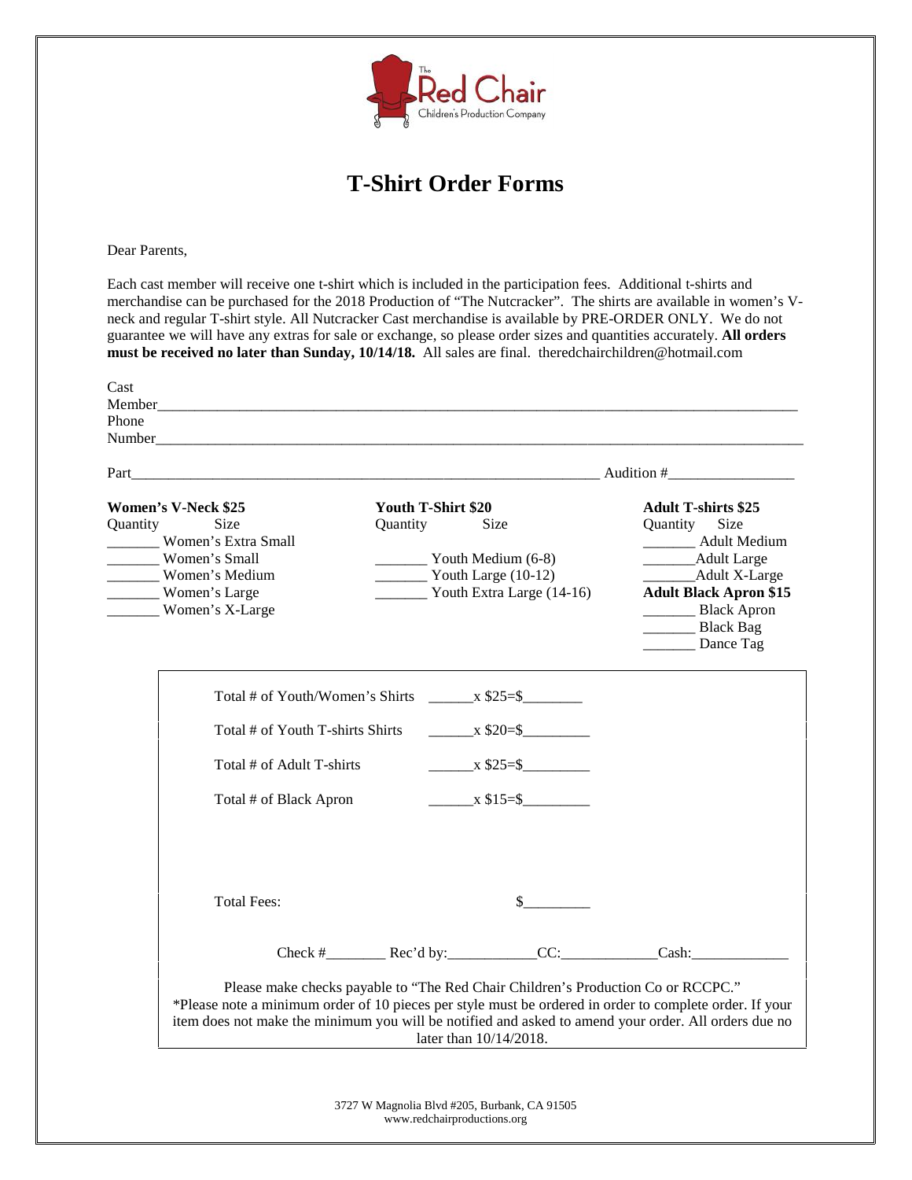The Red Chair Children's Production Company

# T-Shirt Order Forms

Dear Parents,

Each cast member will receive one t-shirt which is included in the participation fees. Additional t-shirts and merchandise can be purchased for the 2018 Production of "The Nutcracker". The shirts are available in women's V-neck and regular T-shirt style. All Nutcracker Cast merchandise is available by PRE-ORDER ONLY. We do not guarantee we will have any extras for sale or exchange, so please order sizes and quantities accurately. **All orders must be received no later than Sunday, 10/14/18.** All sales are final. theredchairchildren@hotmail.com

Cast Member_______________________________________________

Phone Number_______________________________________________

Part_______________________________________ Audition #_________________

**Women's V-Neck $25**

Quantity Size

_______ Women's Extra Small
_______ Women's Small
_______ Women's Medium
_______ Women's Large
_______ Women's X-Large

**Youth T-Shirt $20**

Quantity Size

_______ Youth Medium (6-8)
_______ Youth Large (10-12)
_______ Youth Extra Large (14-16)

**Adult T-shirts $25**

Quantity Size

_______ Adult Medium
_______Adult Large
_______Adult X-Large

**Adult Black Apron $15**

_______ Black Apron
_______ Black Bag
_______ Dance Tag

Total # of Youth/Women's Shirts ______x $25=$________

Total # of Youth T-shirts Shirts ______x $20=$_________

Total # of Adult T-shirts ______x $25=$_________

Total # of Black Apron ______x $15=$_________

Total Fees: $_________

Check #________ Rec'd by:____________CC:_____________Cash:_____________

Please make checks payable to "The Red Chair Children's Production Co or RCCPC."
*Please note a minimum order of 10 pieces per style must be ordered in order to complete order. If your item does not make the minimum you will be notified and asked to amend your order. All orders due no later than 10/14/2018.

3727 W Magnolia Blvd #205, Burbank, CA 91505
www.redchairproductions.org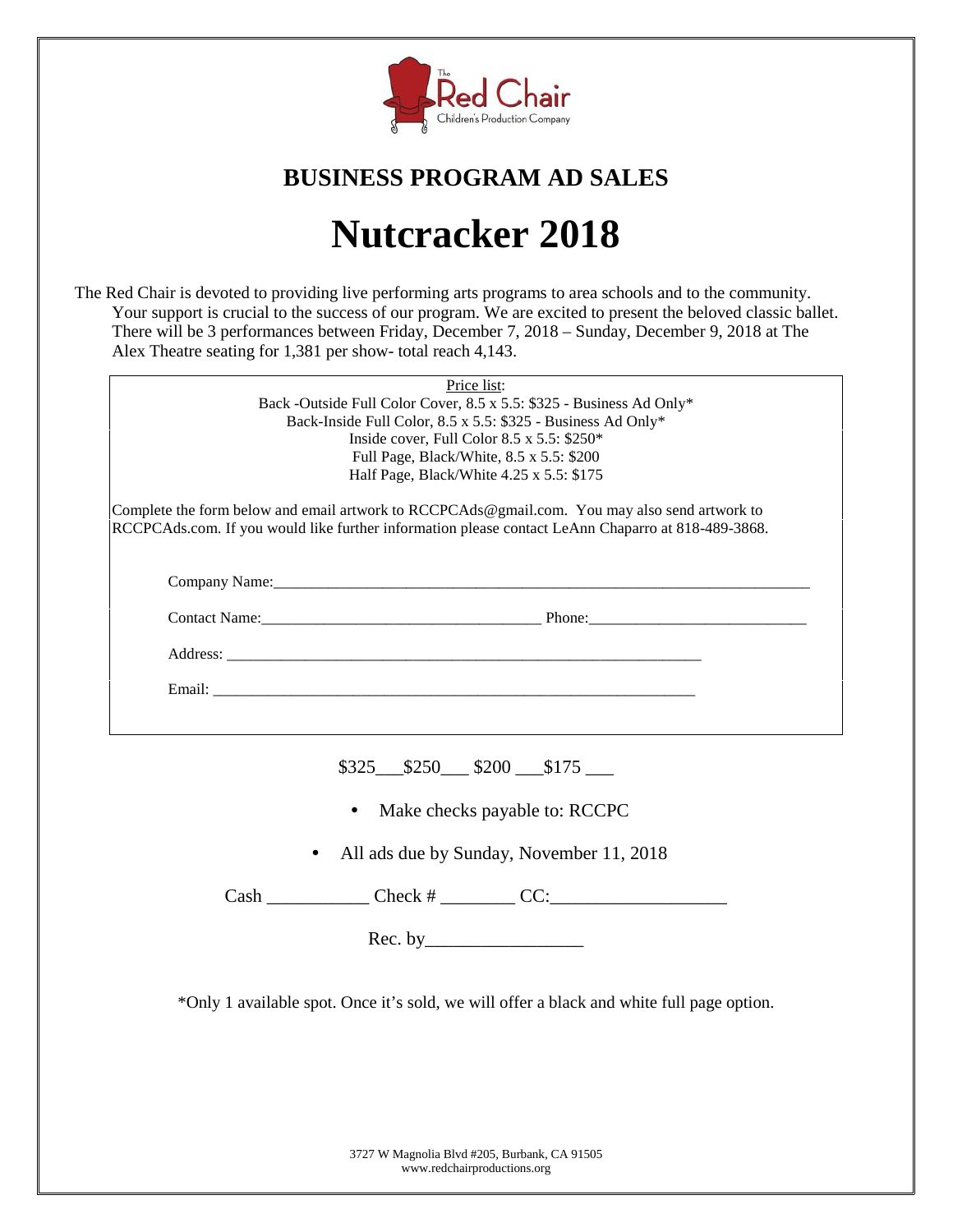The Red Chair Children's Production Company

## BUSINESS PROGRAM AD SALES

# Nutcracker 2018

The Red Chair is devoted to providing live performing arts programs to area schools and to the community. Your support is crucial to the success of our program. We are excited to present the beloved classic ballet. There will be 3 performances between Friday, December 7, 2018 – Sunday, December 9, 2018 at The Alex Theatre seating for 1,381 per show- total reach 4,143.

Price list:

Back -Outside Full Color Cover, 8.5 x 5.5: $325 - Business Ad Only*
Back-Inside Full Color, 8.5 x 5.5: $325 - Business Ad Only*
Inside cover, Full Color 8.5 x 5.5: $250*
Full Page, Black/White, 8.5 x 5.5: $200
Half Page, Black/White 4.25 x 5.5: $175

Complete the form below and email artwork to RCCPCAds@gmail.com. You may also send artwork to RCCPCAds.com. If you would like further information please contact LeAnn Chaparro at 818-489-3868.

Company Name:___________________________________________________________________

Contact Name:___________________________________ Phone:____________________________

Address: _______________________________________________________________

Email: ________________________________________________________________

$325___$250___ $200 ___$175 ___

- Make checks payable to: RCCPC
- All ads due by Sunday, November 11, 2018

Cash ___________ Check # ________ CC:___________________

Rec. by_________________

*Only 1 available spot. Once it's sold, we will offer a black and white full page option.

3727 W Magnolia Blvd #205, Burbank, CA 91505
www.redchairproductions.org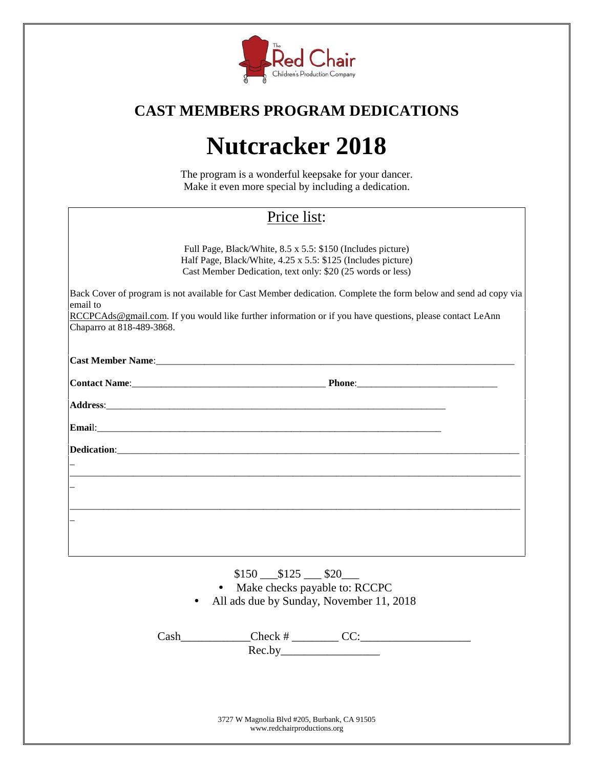# CAST MEMBERS PROGRAM DEDICATIONS

# Nutcracker 2018

The program is a wonderful keepsake for your dancer.
Make it even more special by including a dedication.

## Price list:

Full Page, Black/White, 8.5 x 5.5: $150 (Includes picture)
Half Page, Black/White, 4.25 x 5.5: $125 (Includes picture)
Cast Member Dedication, text only: $20 (25 words or less)

Back Cover of program is not available for Cast Member dedication. Complete the form below and send ad copy via email to
RCCPCAds@gmail.com. If you would like further information or if you have questions, please contact LeAnn Chaparro at 818-489-3868.

**Cast Member Name**:___________________________________________________________________________

**Contact Name**:_______________________________________ **Phone**:_____________________________

**Address**:_______________________________________________________________________

**Email**:___________________________________________________________________________

**Dedication**:___________________________________________________________________________

_____________________________________________________________________________________________

_____________________________________________________________________________________________

$150 ___$125 ___ $20___

- Make checks payable to: RCCPC
- All ads due by Sunday, November 11, 2018

Cash____________Check # ________ CC:__________________
Rec.by_________________

3727 W Magnolia Blvd #205, Burbank, CA 91505
www.redchairproductions.org